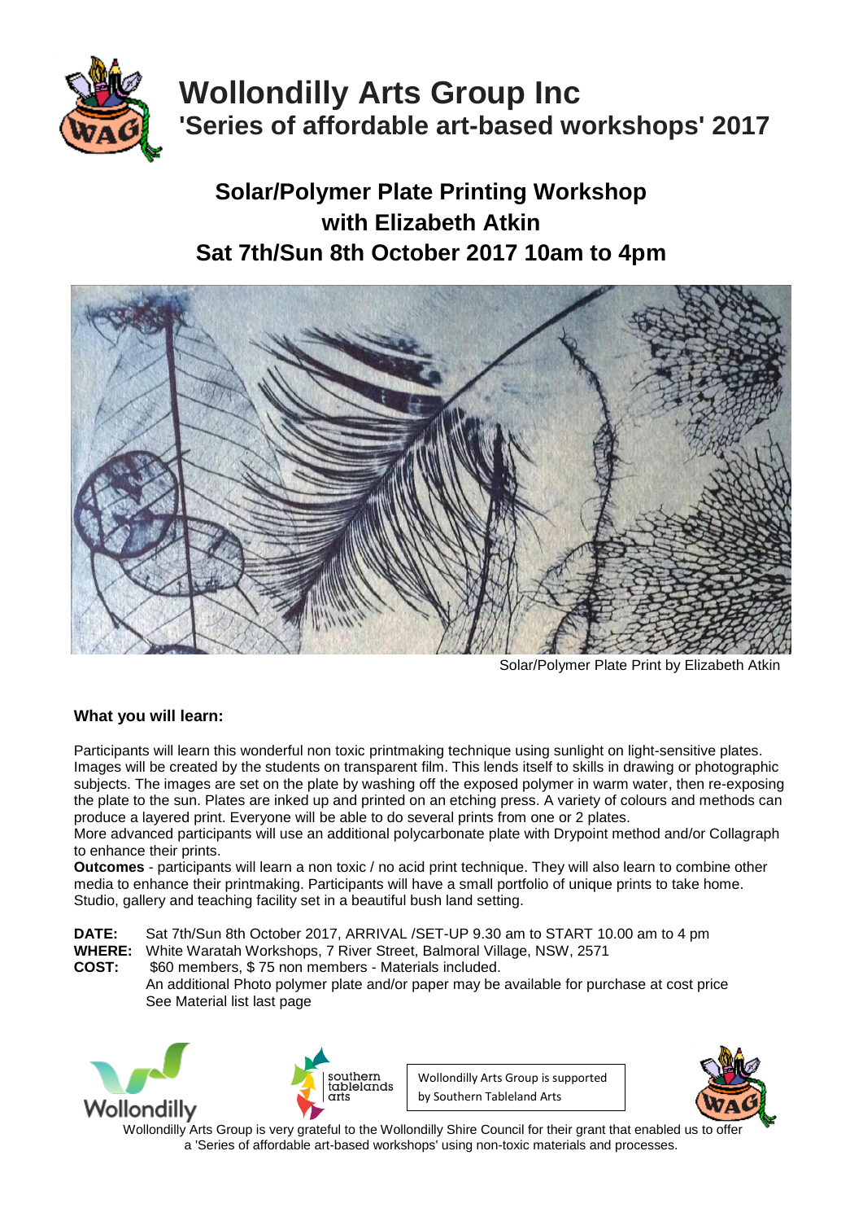# Wollondilly Arts Group Inc

## 'Series of affordable art-based workshops' 2017

## Solar/Polymer Plate Printing Workshop with Elizabeth Atkin Sat 7th/Sun 8th October 2017 10am to 4pm

Solar/Polymer Plate Print by Elizabeth Atkin

### What you will learn:

Participants will learn this wonderful non toxic printmaking technique using sunlight on light-sensitive plates. Images will be created by the students on transparent film. This lends itself to skills in drawing or photographic subjects. The images are set on the plate by washing off the exposed polymer in warm water, then re-exposing the plate to the sun. Plates are inked up and printed on an etching press. A variety of colours and methods can produce a layered print. Everyone will be able to do several prints from one or 2 plates.

More advanced participants will use an additional polycarbonate plate with Drypoint method and/or Collagraph to enhance their prints.

**Outcomes** - participants will learn a non toxic / no acid print technique. They will also learn to combine other media to enhance their printmaking. Participants will have a small portfolio of unique prints to take home. Studio, gallery and teaching facility set in a beautiful bush land setting.

**DATE:** Sat 7th/Sun 8th October 2017, ARRIVAL /SET-UP 9.30 am to START 10.00 am to 4 pm

**WHERE:** White Waratah Workshops, 7 River Street, Balmoral Village, NSW, 2571

**COST:** $60 members, $ 75 non members - Materials included.
An additional Photo polymer plate and/or paper may be available for purchase at cost price
See Material list last page

Wollondilly Arts Group is supported by Southern Tableland Arts

Wollondilly Arts Group is very grateful to the Wollondilly Shire Council for their grant that enabled us to offer a 'Series of affordable art-based workshops' using non-toxic materials and processes.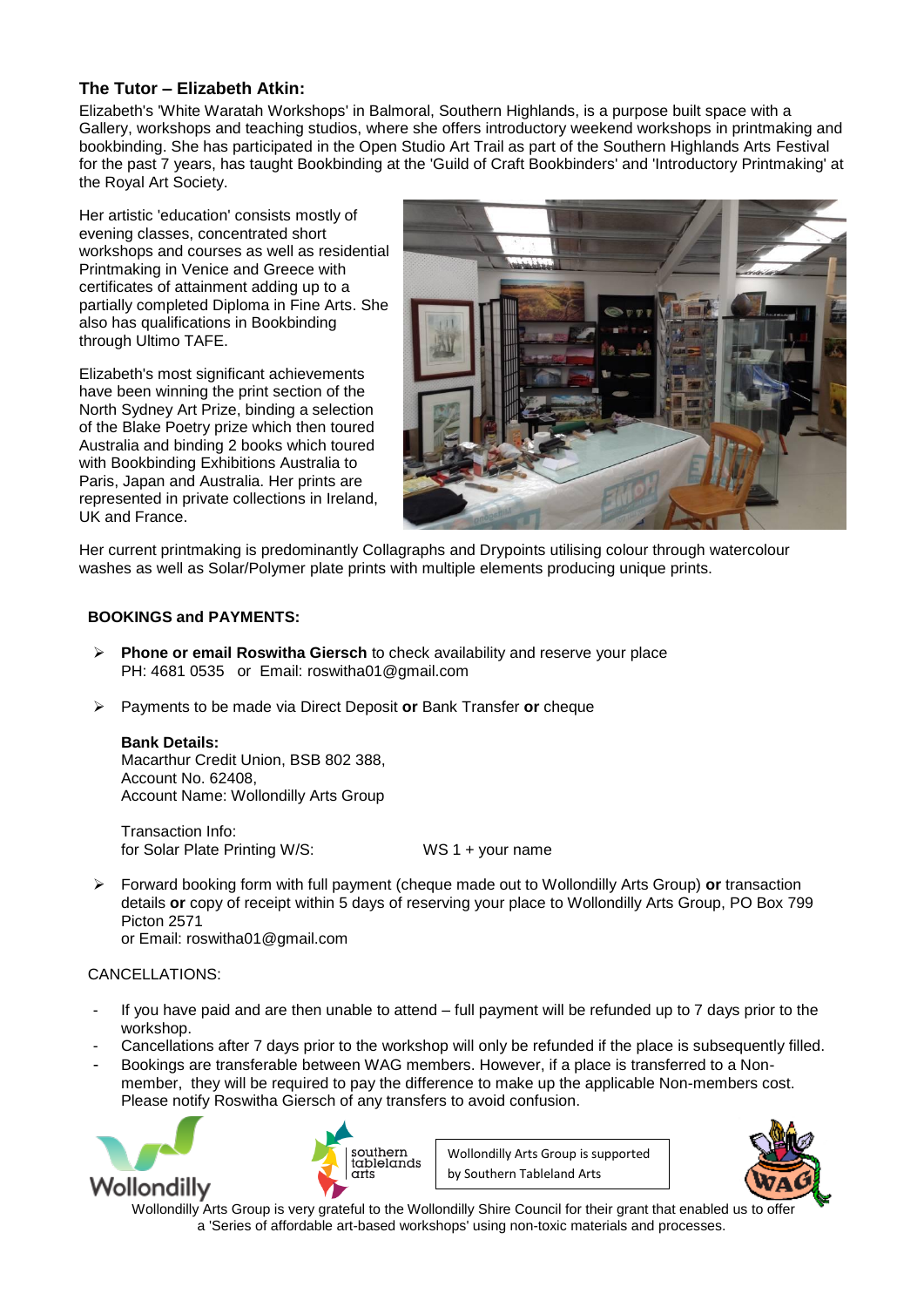### The Tutor – Elizabeth Atkin:

Elizabeth's 'White Waratah Workshops' in Balmoral, Southern Highlands, is a purpose built space with a Gallery, workshops and teaching studios, where she offers introductory weekend workshops in printmaking and bookbinding. She has participated in the Open Studio Art Trail as part of the Southern Highlands Arts Festival for the past 7 years, has taught Bookbinding at the 'Guild of Craft Bookbinders' and 'Introductory Printmaking' at the Royal Art Society.

Her artistic 'education' consists mostly of evening classes, concentrated short workshops and courses as well as residential Printmaking in Venice and Greece with certificates of attainment adding up to a partially completed Diploma in Fine Arts. She also has qualifications in Bookbinding through Ultimo TAFE.

Elizabeth's most significant achievements have been winning the print section of the North Sydney Art Prize, binding a selection of the Blake Poetry prize which then toured Australia and binding 2 books which toured with Bookbinding Exhibitions Australia to Paris, Japan and Australia. Her prints are represented in private collections in Ireland, UK and France.

Her current printmaking is predominantly Collagraphs and Drypoints utilising colour through watercolour washes as well as Solar/Polymer plate prints with multiple elements producing unique prints.

**BOOKINGS and PAYMENTS:**

- **Phone or email Roswitha Giersch** to check availability and reserve your place
  PH: 4681 0535 or Email: roswitha01@gmail.com

- Payments to be made via Direct Deposit **or** Bank Transfer **or** cheque

  **Bank Details:**
  Macarthur Credit Union, BSB 802 388,
  Account No. 62408,
  Account Name: Wollondilly Arts Group

  Transaction Info:
  for Solar Plate Printing W/S: WS 1 + your name

- Forward booking form with full payment (cheque made out to Wollondilly Arts Group) **or** transaction details **or** copy of receipt within 5 days of reserving your place to Wollondilly Arts Group, PO Box 799 Picton 2571
  or Email: roswitha01@gmail.com

CANCELLATIONS:

- If you have paid and are then unable to attend – full payment will be refunded up to 7 days prior to the workshop.
- Cancellations after 7 days prior to the workshop will only be refunded if the place is subsequently filled.
- Bookings are transferable between WAG members. However, if a place is transferred to a Non-member, they will be required to pay the difference to make up the applicable Non-members cost. Please notify Roswitha Giersch of any transfers to avoid confusion.

Wollondilly

southern tablelands arts

Wollondilly Arts Group is supported by Southern Tableland Arts

WAG

Wollondilly Arts Group is very grateful to the Wollondilly Shire Council for their grant that enabled us to offer a 'Series of affordable art-based workshops' using non-toxic materials and processes.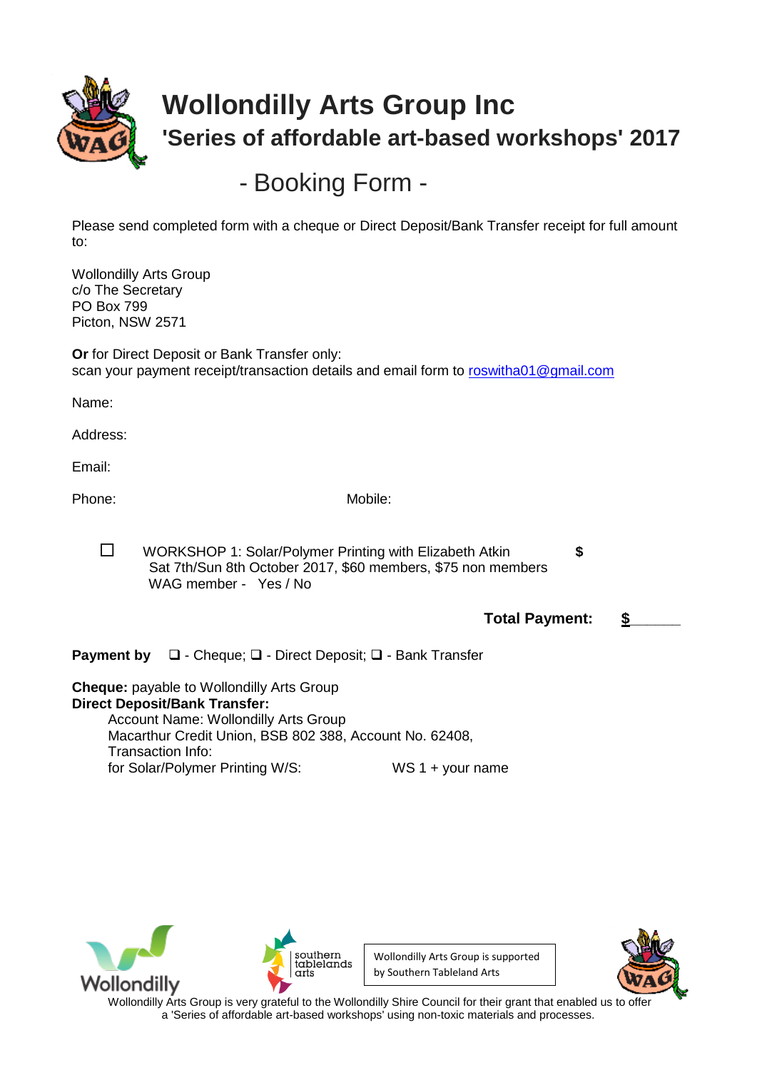# Wollondilly Arts Group Inc

## 'Series of affordable art-based workshops' 2017

## - Booking Form -

Please send completed form with a cheque or Direct Deposit/Bank Transfer receipt for full amount to:

Wollondilly Arts Group  
c/o The Secretary  
PO Box 799  
Picton, NSW 2571

**Or** for Direct Deposit or Bank Transfer only:  
scan your payment receipt/transaction details and email form to roswitha01@gmail.com

Name:

Address:

Email:

Phone: Mobile:

☐ WORKSHOP 1: Solar/Polymer Printing with Elizabeth Atkin **$**  
Sat 7th/Sun 8th October 2017, $60 members, $75 non members  
WAG member - Yes / No

**Total Payment: $______**

**Payment by** ❑ - Cheque; ❑ - Direct Deposit; ❑ - Bank Transfer

**Cheque:** payable to Wollondilly Arts Group  
**Direct Deposit/Bank Transfer:**  
Account Name: Wollondilly Arts Group  
Macarthur Credit Union, BSB 802 388, Account No. 62408,  
Transaction Info:  
for Solar/Polymer Printing W/S: WS 1 + your name

Wollondilly

southern tablelands arts

Wollondilly Arts Group is supported by Southern Tableland Arts

Wollondilly Arts Group is very grateful to the Wollondilly Shire Council for their grant that enabled us to offer a 'Series of affordable art-based workshops' using non-toxic materials and processes.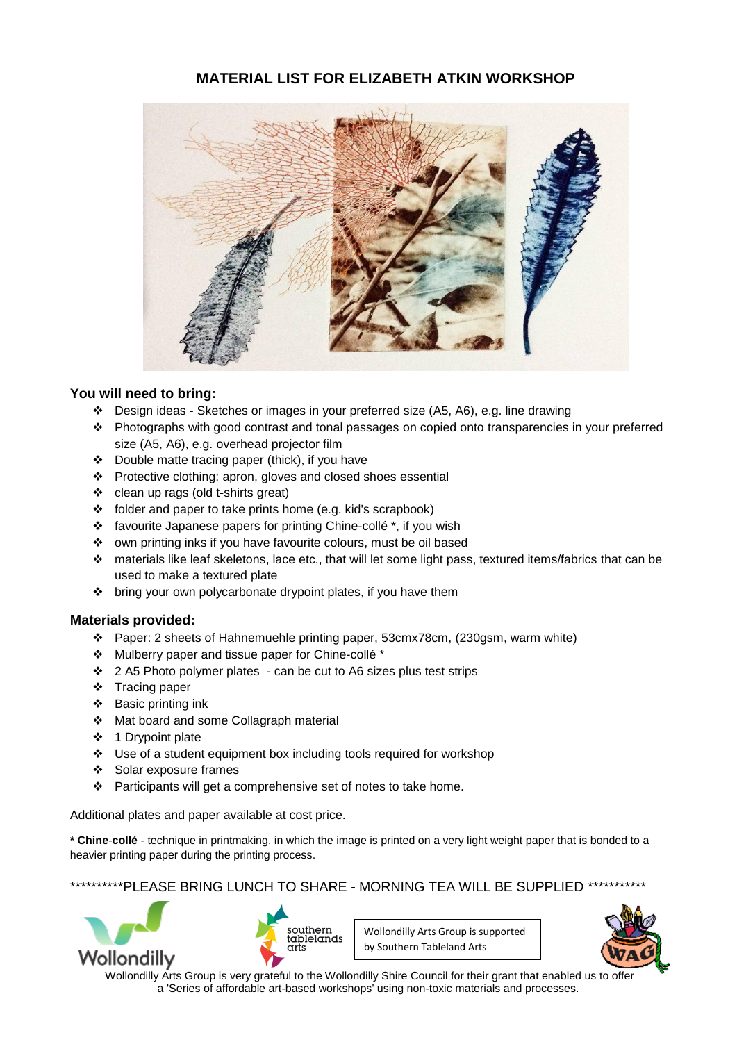# MATERIAL LIST FOR ELIZABETH ATKIN WORKSHOP

### You will need to bring:

- Design ideas - Sketches or images in your preferred size (A5, A6), e.g. line drawing
- Photographs with good contrast and tonal passages on copied onto transparencies in your preferred size (A5, A6), e.g. overhead projector film
- Double matte tracing paper (thick), if you have
- Protective clothing: apron, gloves and closed shoes essential
- clean up rags (old t-shirts great)
- folder and paper to take prints home (e.g. kid's scrapbook)
- favourite Japanese papers for printing Chine-collé *, if you wish
- own printing inks if you have favourite colours, must be oil based
- materials like leaf skeletons, lace etc., that will let some light pass, textured items/fabrics that can be used to make a textured plate
- bring your own polycarbonate drypoint plates, if you have them

### Materials provided:

- Paper: 2 sheets of Hahnemuehle printing paper, 53cmx78cm, (230gsm, warm white)
- Mulberry paper and tissue paper for Chine-collé *
- 2 A5 Photo polymer plates - can be cut to A6 sizes plus test strips
- Tracing paper
- Basic printing ink
- Mat board and some Collagraph material
- 1 Drypoint plate
- Use of a student equipment box including tools required for workshop
- Solar exposure frames
- Participants will get a comprehensive set of notes to take home.

Additional plates and paper available at cost price.

**\* Chine-collé** - technique in printmaking, in which the image is printed on a very light weight paper that is bonded to a heavier printing paper during the printing process.

**********PLEASE BRING LUNCH TO SHARE - MORNING TEA WILL BE SUPPLIED ***********

Wollondilly

southern tablelands arts

Wollondilly Arts Group is supported by Southern Tableland Arts

WAG

Wollondilly Arts Group is very grateful to the Wollondilly Shire Council for their grant that enabled us to offer a 'Series of affordable art-based workshops' using non-toxic materials and processes.